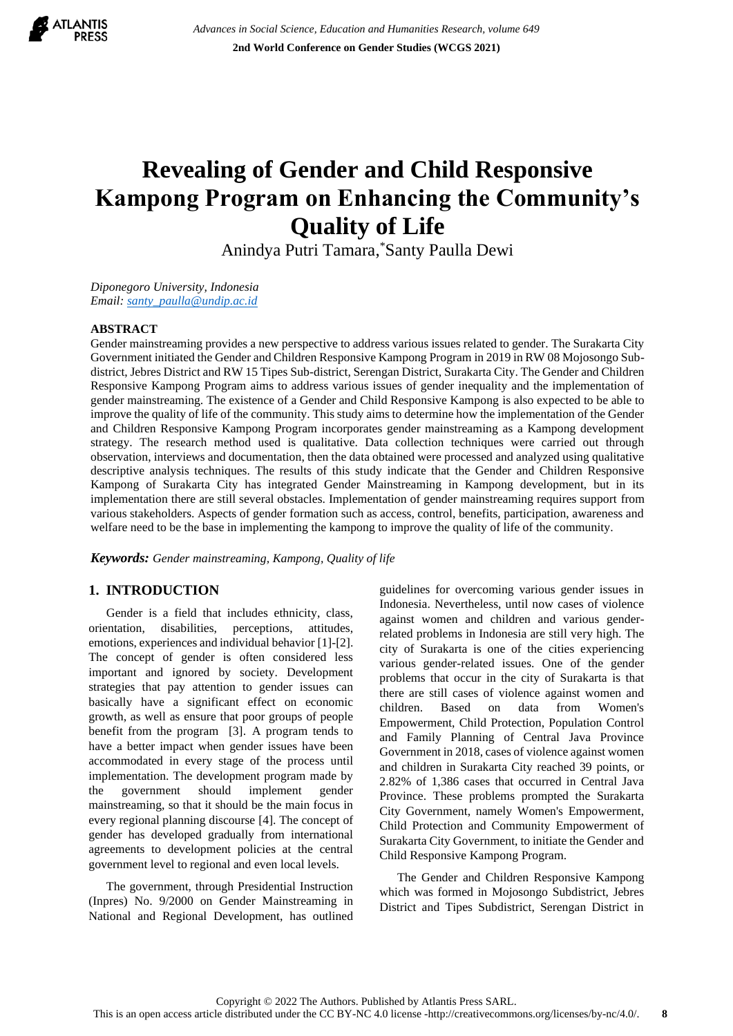# Revealing of Gender and Child Responsive Kampong Program on Enhancing the Community's Quality of Life

Anindya Putri Tamara, *Santy Paulla Dewi

*Diponegoro University, Indonesia*
*Email: santy_paulla@undip.ac.id*

## ABSTRACT

Gender mainstreaming provides a new perspective to address various issues related to gender. The Surakarta City Government initiated the Gender and Children Responsive Kampong Program in 2019 in RW 08 Mojosongo Sub-district, Jebres District and RW 15 Tipes Sub-district, Serengan District, Surakarta City. The Gender and Children Responsive Kampong Program aims to address various issues of gender inequality and the implementation of gender mainstreaming. The existence of a Gender and Child Responsive Kampong is also expected to be able to improve the quality of life of the community. This study aims to determine how the implementation of the Gender and Children Responsive Kampong Program incorporates gender mainstreaming as a Kampong development strategy. The research method used is qualitative. Data collection techniques were carried out through observation, interviews and documentation, then the data obtained were processed and analyzed using qualitative descriptive analysis techniques. The results of this study indicate that the Gender and Children Responsive Kampong of Surakarta City has integrated Gender Mainstreaming in Kampong development, but in its implementation there are still several obstacles. Implementation of gender mainstreaming requires support from various stakeholders. Aspects of gender formation such as access, control, benefits, participation, awareness and welfare need to be the base in implementing the kampong to improve the quality of life of the community.

***Keywords:*** *Gender mainstreaming, Kampong, Quality of life*

## 1. INTRODUCTION

Gender is a field that includes ethnicity, class, orientation, disabilities, perceptions, attitudes, emotions, experiences and individual behavior [1]-[2]. The concept of gender is often considered less important and ignored by society. Development strategies that pay attention to gender issues can basically have a significant effect on economic growth, as well as ensure that poor groups of people benefit from the program [3]. A program tends to have a better impact when gender issues have been accommodated in every stage of the process until implementation. The development program made by the government should implement gender mainstreaming, so that it should be the main focus in every regional planning discourse [4]. The concept of gender has developed gradually from international agreements to development policies at the central government level to regional and even local levels.

The government, through Presidential Instruction (Inpres) No. 9/2000 on Gender Mainstreaming in National and Regional Development, has outlined guidelines for overcoming various gender issues in Indonesia. Nevertheless, until now cases of violence against women and children and various gender-related problems in Indonesia are still very high. The city of Surakarta is one of the cities experiencing various gender-related issues. One of the gender problems that occur in the city of Surakarta is that there are still cases of violence against women and children. Based on data from Women's Empowerment, Child Protection, Population Control and Family Planning of Central Java Province Government in 2018, cases of violence against women and children in Surakarta City reached 39 points, or 2.82% of 1,386 cases that occurred in Central Java Province. These problems prompted the Surakarta City Government, namely Women's Empowerment, Child Protection and Community Empowerment of Surakarta City Government, to initiate the Gender and Child Responsive Kampong Program.

The Gender and Children Responsive Kampong which was formed in Mojosongo Subdistrict, Jebres District and Tipes Subdistrict, Serengan District in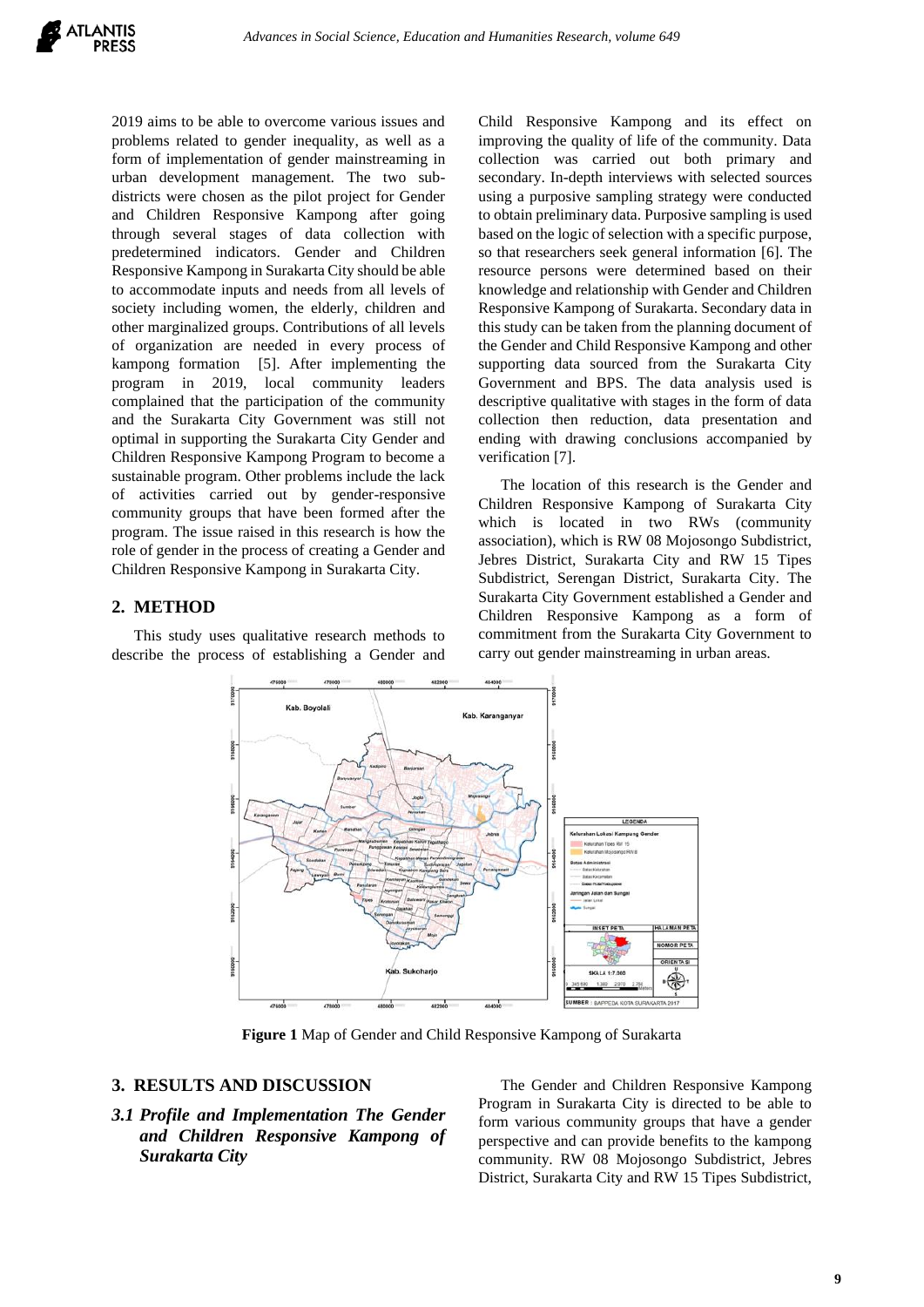2019 aims to be able to overcome various issues and problems related to gender inequality, as well as a form of implementation of gender mainstreaming in urban development management. The two sub-districts were chosen as the pilot project for Gender and Children Responsive Kampong after going through several stages of data collection with predetermined indicators. Gender and Children Responsive Kampong in Surakarta City should be able to accommodate inputs and needs from all levels of society including women, the elderly, children and other marginalized groups. Contributions of all levels of organization are needed in every process of kampong formation [5]. After implementing the program in 2019, local community leaders complained that the participation of the community and the Surakarta City Government was still not optimal in supporting the Surakarta City Gender and Children Responsive Kampong Program to become a sustainable program. Other problems include the lack of activities carried out by gender-responsive community groups that have been formed after the program. The issue raised in this research is how the role of gender in the process of creating a Gender and Children Responsive Kampong in Surakarta City.

## 2. METHOD

This study uses qualitative research methods to describe the process of establishing a Gender and Child Responsive Kampong and its effect on improving the quality of life of the community. Data collection was carried out both primary and secondary. In-depth interviews with selected sources using a purposive sampling strategy were conducted to obtain preliminary data. Purposive sampling is used based on the logic of selection with a specific purpose, so that researchers seek general information [6]. The resource persons were determined based on their knowledge and relationship with Gender and Children Responsive Kampong of Surakarta. Secondary data in this study can be taken from the planning document of the Gender and Child Responsive Kampong and other supporting data sourced from the Surakarta City Government and BPS. The data analysis used is descriptive qualitative with stages in the form of data collection then reduction, data presentation and ending with drawing conclusions accompanied by verification [7].

The location of this research is the Gender and Children Responsive Kampong of Surakarta City which is located in two RWs (community association), which is RW 08 Mojosongo Subdistrict, Jebres District, Surakarta City and RW 15 Tipes Subdistrict, Serengan District, Surakarta City. The Surakarta City Government established a Gender and Children Responsive Kampong as a form of commitment from the Surakarta City Government to carry out gender mainstreaming in urban areas.

**Figure 1** Map of Gender and Child Responsive Kampong of Surakarta

## 3. RESULTS AND DISCUSSION

### *3.1 Profile and Implementation The Gender and Children Responsive Kampong of Surakarta City*

The Gender and Children Responsive Kampong Program in Surakarta City is directed to be able to form various community groups that have a gender perspective and can provide benefits to the kampong community. RW 08 Mojosongo Subdistrict, Jebres District, Surakarta City and RW 15 Tipes Subdistrict,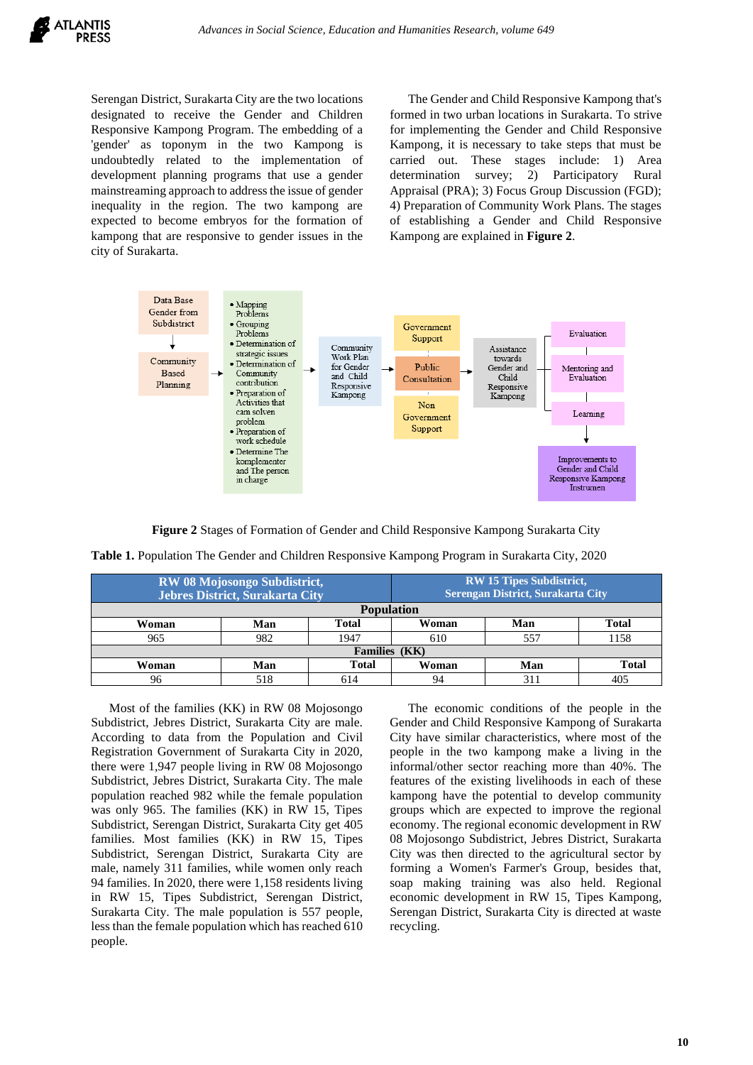Serengan District, Surakarta City are the two locations designated to receive the Gender and Children Responsive Kampong Program. The embedding of a 'gender' as toponym in the two Kampong is undoubtedly related to the implementation of development planning programs that use a gender mainstreaming approach to address the issue of gender inequality in the region. The two kampong are expected to become embryos for the formation of kampong that are responsive to gender issues in the city of Surakarta.

The Gender and Child Responsive Kampong that's formed in two urban locations in Surakarta. To strive for implementing the Gender and Child Responsive Kampong, it is necessary to take steps that must be carried out. These stages include: 1) Area determination survey; 2) Participatory Rural Appraisal (PRA); 3) Focus Group Discussion (FGD); 4) Preparation of Community Work Plans. The stages of establishing a Gender and Child Responsive Kampong are explained in **Figure 2**.

**Figure 2** Stages of Formation of Gender and Child Responsive Kampong Surakarta City

**Table 1.** Population The Gender and Children Responsive Kampong Program in Surakarta City, 2020

| RW 08 Mojosongo Subdistrict, Jebres District, Surakarta City | | | RW 15 Tipes Subdistrict, Serengan District, Surakarta City | | |
|---|---|---|---|---|---|
| **Population** | | | | | |
| **Woman** | **Man** | **Total** | **Woman** | **Man** | **Total** |
| 965 | 982 | 1947 | 610 | 557 | 1158 |
| **Families (KK)** | | | | | |
| **Woman** | **Man** | **Total** | **Woman** | **Man** | **Total** |
| 96 | 518 | 614 | 94 | 311 | 405 |

Most of the families (KK) in RW 08 Mojosongo Subdistrict, Jebres District, Surakarta City are male. According to data from the Population and Civil Registration Government of Surakarta City in 2020, there were 1,947 people living in RW 08 Mojosongo Subdistrict, Jebres District, Surakarta City. The male population reached 982 while the female population was only 965. The families (KK) in RW 15, Tipes Subdistrict, Serengan District, Surakarta City get 405 families. Most families (KK) in RW 15, Tipes Subdistrict, Serengan District, Surakarta City are male, namely 311 families, while women only reach 94 families. In 2020, there were 1,158 residents living in RW 15, Tipes Subdistrict, Serengan District, Surakarta City. The male population is 557 people, less than the female population which has reached 610 people.

The economic conditions of the people in the Gender and Child Responsive Kampong of Surakarta City have similar characteristics, where most of the people in the two kampong make a living in the informal/other sector reaching more than 40%. The features of the existing livelihoods in each of these kampong have the potential to develop community groups which are expected to improve the regional economy. The regional economic development in RW 08 Mojosongo Subdistrict, Jebres District, Surakarta City was then directed to the agricultural sector by forming a Women's Farmer's Group, besides that, soap making training was also held. Regional economic development in RW 15, Tipes Kampong, Serengan District, Surakarta City is directed at waste recycling.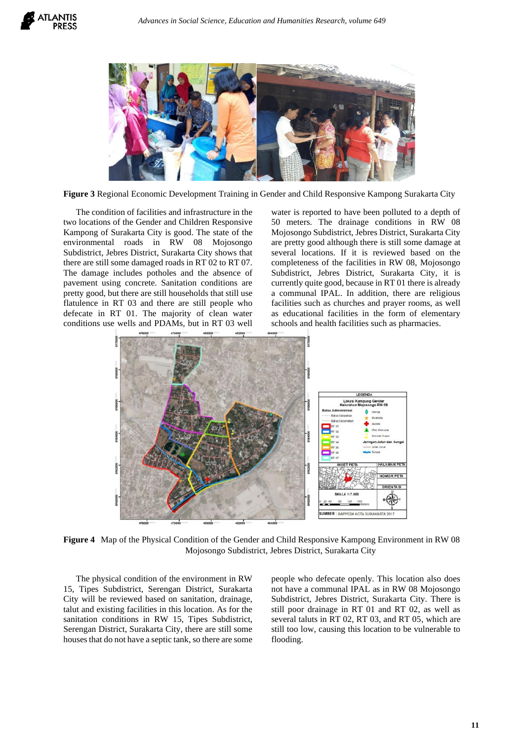**Figure 3** Regional Economic Development Training in Gender and Child Responsive Kampong Surakarta City

The condition of facilities and infrastructure in the two locations of the Gender and Children Responsive Kampong of Surakarta City is good. The state of the environmental roads in RW 08 Mojosongo Subdistrict, Jebres District, Surakarta City shows that there are still some damaged roads in RT 02 to RT 07. The damage includes potholes and the absence of pavement using concrete. Sanitation conditions are pretty good, but there are still households that still use flatulence in RT 03 and there are still people who defecate in RT 01. The majority of clean water conditions use wells and PDAMs, but in RT 03 well water is reported to have been polluted to a depth of 50 meters. The drainage conditions in RW 08 Mojosongo Subdistrict, Jebres District, Surakarta City are pretty good although there is still some damage at several locations. If it is reviewed based on the completeness of the facilities in RW 08, Mojosongo Subdistrict, Jebres District, Surakarta City, it is currently quite good, because in RT 01 there is already a communal IPAL. In addition, there are religious facilities such as churches and prayer rooms, as well as educational facilities in the form of elementary schools and health facilities such as pharmacies.

**Figure 4** Map of the Physical Condition of the Gender and Child Responsive Kampong Environment in RW 08 Mojosongo Subdistrict, Jebres District, Surakarta City

The physical condition of the environment in RW 15, Tipes Subdistrict, Serengan District, Surakarta City will be reviewed based on sanitation, drainage, talut and existing facilities in this location. As for the sanitation conditions in RW 15, Tipes Subdistrict, Serengan District, Surakarta City, there are still some houses that do not have a septic tank, so there are some people who defecate openly. This location also does not have a communal IPAL as in RW 08 Mojosongo Subdistrict, Jebres District, Surakarta City. There is still poor drainage in RT 01 and RT 02, as well as several taluts in RT 02, RT 03, and RT 05, which are still too low, causing this location to be vulnerable to flooding.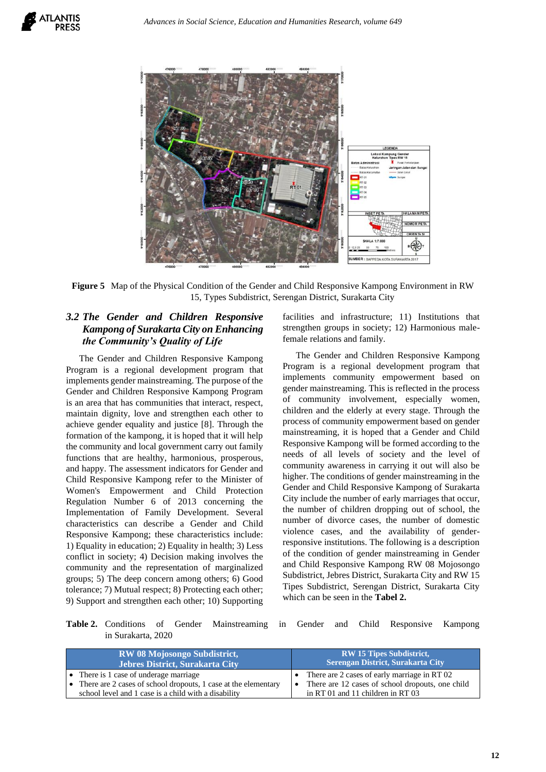**Figure 5** Map of the Physical Condition of the Gender and Child Responsive Kampong Environment in RW 15, Types Subdistrict, Serengan District, Surakarta City

### *3.2 The Gender and Children Responsive Kampong of Surakarta City on Enhancing the Community's Quality of Life*

The Gender and Children Responsive Kampong Program is a regional development program that implements gender mainstreaming. The purpose of the Gender and Children Responsive Kampong Program is an area that has communities that interact, respect, maintain dignity, love and strengthen each other to achieve gender equality and justice [8]. Through the formation of the kampong, it is hoped that it will help the community and local government carry out family functions that are healthy, harmonious, prosperous, and happy. The assessment indicators for Gender and Child Responsive Kampong refer to the Minister of Women's Empowerment and Child Protection Regulation Number 6 of 2013 concerning the Implementation of Family Development. Several characteristics can describe a Gender and Child Responsive Kampong; these characteristics include: 1) Equality in education; 2) Equality in health; 3) Less conflict in society; 4) Decision making involves the community and the representation of marginalized groups; 5) The deep concern among others; 6) Good tolerance; 7) Mutual respect; 8) Protecting each other; 9) Support and strengthen each other; 10) Supporting facilities and infrastructure; 11) Institutions that strengthen groups in society; 12) Harmonious male-female relations and family.

The Gender and Children Responsive Kampong Program is a regional development program that implements community empowerment based on gender mainstreaming. This is reflected in the process of community involvement, especially women, children and the elderly at every stage. Through the process of community empowerment based on gender mainstreaming, it is hoped that a Gender and Child Responsive Kampong will be formed according to the needs of all levels of society and the level of community awareness in carrying it out will also be higher. The conditions of gender mainstreaming in the Gender and Child Responsive Kampong of Surakarta City include the number of early marriages that occur, the number of children dropping out of school, the number of divorce cases, the number of domestic violence cases, and the availability of gender-responsive institutions. The following is a description of the condition of gender mainstreaming in Gender and Child Responsive Kampong RW 08 Mojosongo Subdistrict, Jebres District, Surakarta City and RW 15 Tipes Subdistrict, Serengan District, Surakarta City which can be seen in the **Tabel 2.**

**Table 2.** Conditions of Gender Mainstreaming in Gender and Child Responsive Kampong in Surakarta, 2020

| RW 08 Mojosongo Subdistrict, Jebres District, Surakarta City | RW 15 Tipes Subdistrict, Serengan District, Surakarta City |
|---|---|
| • There is 1 case of underage marriage<br>• There are 2 cases of school dropouts, 1 case at the elementary school level and 1 case is a child with a disability | • There are 2 cases of early marriage in RT 02<br>• There are 12 cases of school dropouts, one child in RT 01 and 11 children in RT 03 |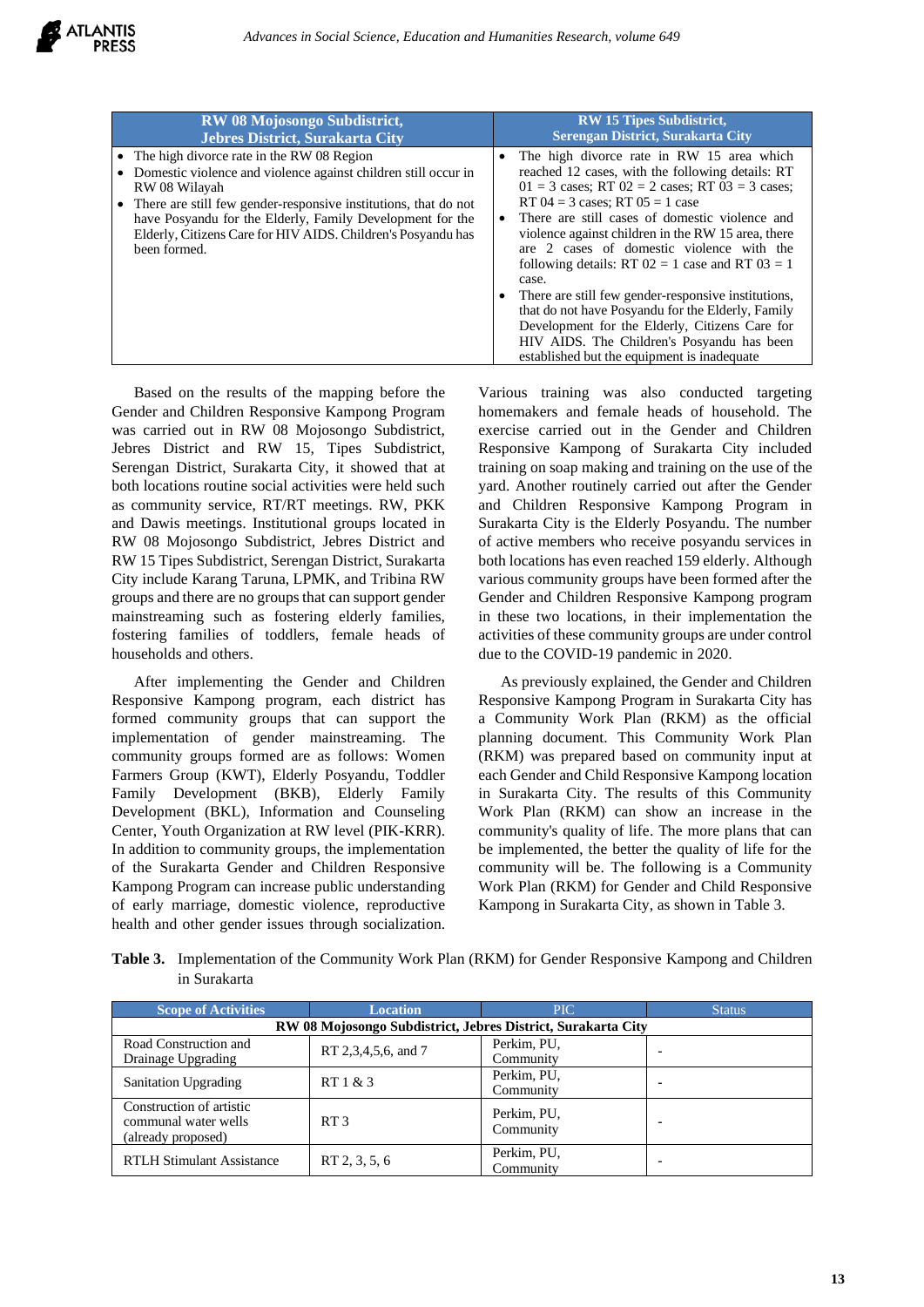| RW 08 Mojosongo Subdistrict, Jebres District, Surakarta City | RW 15 Tipes Subdistrict, Serengan District, Surakarta City |
|---|---|
| • The high divorce rate in the RW 08 Region<br>• Domestic violence and violence against children still occur in RW 08 Wilayah<br>• There are still few gender-responsive institutions, that do not have Posyandu for the Elderly, Family Development for the Elderly, Citizens Care for HIV AIDS. Children's Posyandu has been formed. | • The high divorce rate in RW 15 area which reached 12 cases, with the following details: RT 01 = 3 cases; RT 02 = 2 cases; RT 03 = 3 cases; RT 04 = 3 cases; RT 05 = 1 case<br>• There are still cases of domestic violence and violence against children in the RW 15 area, there are 2 cases of domestic violence with the following details: RT 02 = 1 case and RT 03 = 1 case.<br>• There are still few gender-responsive institutions, that do not have Posyandu for the Elderly, Family Development for the Elderly, Citizens Care for HIV AIDS. The Children's Posyandu has been established but the equipment is inadequate |

Based on the results of the mapping before the Gender and Children Responsive Kampong Program was carried out in RW 08 Mojosongo Subdistrict, Jebres District and RW 15, Tipes Subdistrict, Serengan District, Surakarta City, it showed that at both locations routine social activities were held such as community service, RT/RT meetings. RW, PKK and Dawis meetings. Institutional groups located in RW 08 Mojosongo Subdistrict, Jebres District and RW 15 Tipes Subdistrict, Serengan District, Surakarta City include Karang Taruna, LPMK, and Tribina RW groups and there are no groups that can support gender mainstreaming such as fostering elderly families, fostering families of toddlers, female heads of households and others.

After implementing the Gender and Children Responsive Kampong program, each district has formed community groups that can support the implementation of gender mainstreaming. The community groups formed are as follows: Women Farmers Group (KWT), Elderly Posyandu, Toddler Family Development (BKB), Elderly Family Development (BKL), Information and Counseling Center, Youth Organization at RW level (PIK-KRR). In addition to community groups, the implementation of the Surakarta Gender and Children Responsive Kampong Program can increase public understanding of early marriage, domestic violence, reproductive health and other gender issues through socialization.

Various training was also conducted targeting homemakers and female heads of household. The exercise carried out in the Gender and Children Responsive Kampong of Surakarta City included training on soap making and training on the use of the yard. Another routinely carried out after the Gender and Children Responsive Kampong Program in Surakarta City is the Elderly Posyandu. The number of active members who receive posyandu services in both locations has even reached 159 elderly. Although various community groups have been formed after the Gender and Children Responsive Kampong program in these two locations, in their implementation the activities of these community groups are under control due to the COVID-19 pandemic in 2020.

As previously explained, the Gender and Children Responsive Kampong Program in Surakarta City has a Community Work Plan (RKM) as the official planning document. This Community Work Plan (RKM) was prepared based on community input at each Gender and Child Responsive Kampong location in Surakarta City. The results of this Community Work Plan (RKM) can show an increase in the community's quality of life. The more plans that can be implemented, the better the quality of life for the community will be. The following is a Community Work Plan (RKM) for Gender and Child Responsive Kampong in Surakarta City, as shown in Table 3.

**Table 3.** Implementation of the Community Work Plan (RKM) for Gender Responsive Kampong and Children in Surakarta

| Scope of Activities | Location | PIC | Status |
|---|---|---|---|
| **RW 08 Mojosongo Subdistrict, Jebres District, Surakarta City** | | | |
| Road Construction and Drainage Upgrading | RT 2,3,4,5,6, and 7 | Perkim, PU, Community | - |
| Sanitation Upgrading | RT 1 & 3 | Perkim, PU, Community | - |
| Construction of artistic communal water wells (already proposed) | RT 3 | Perkim, PU, Community | - |
| RTLH Stimulant Assistance | RT 2, 3, 5, 6 | Perkim, PU, Community | - |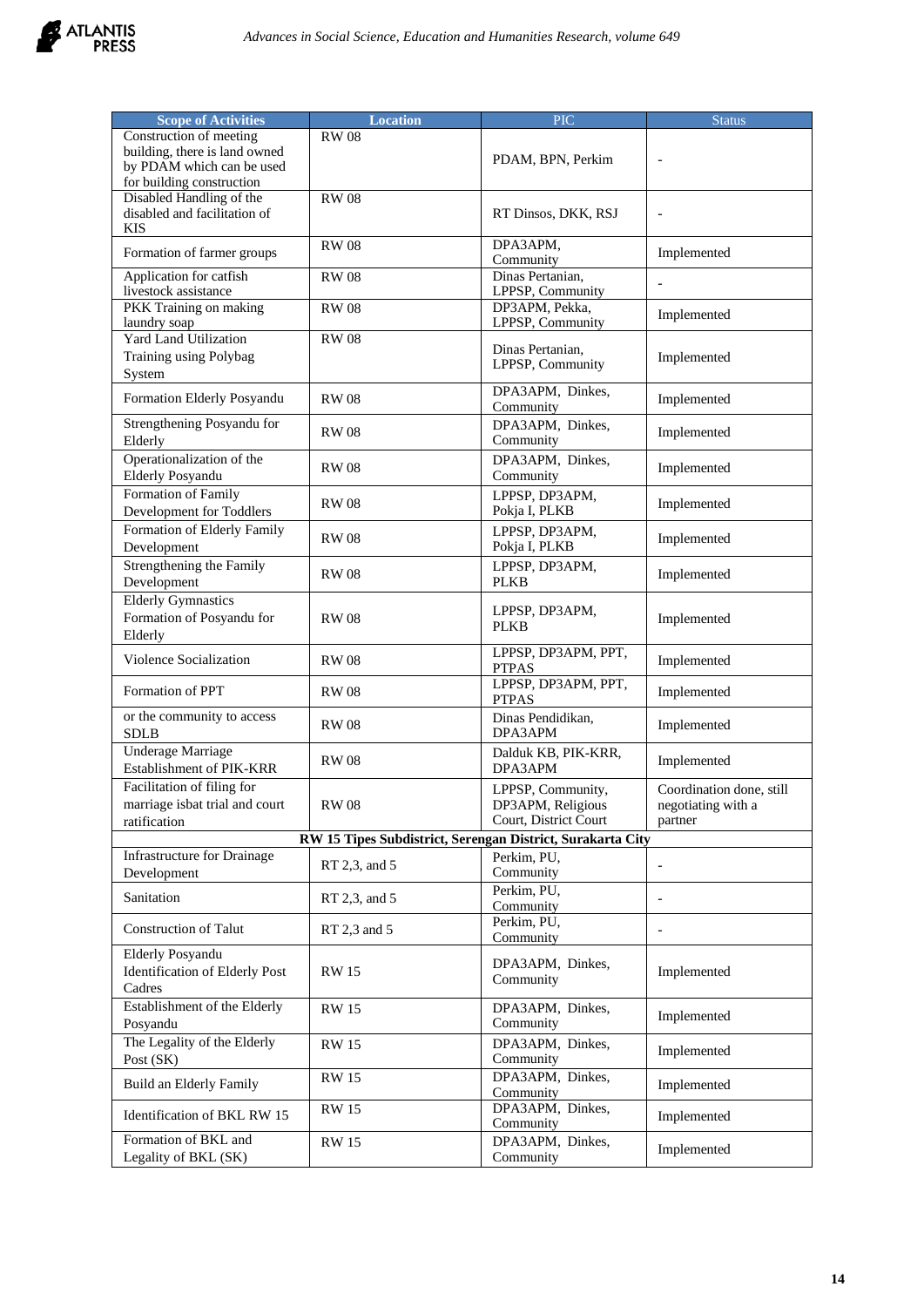| Scope of Activities | Location | PIC | Status |
|---|---|---|---|
| Construction of meeting building, there is land owned by PDAM which can be used for building construction | RW 08 | PDAM, BPN, Perkim | - |
| Disabled Handling of the disabled and facilitation of KIS | RW 08 | RT Dinsos, DKK, RSJ | - |
| Formation of farmer groups | RW 08 | DPA3APM, Community | Implemented |
| Application for catfish livestock assistance | RW 08 | Dinas Pertanian, LPPSP, Community | - |
| PKK Training on making laundry soap | RW 08 | DP3APM, Pekka, LPPSP, Community | Implemented |
| Yard Land Utilization Training using Polybag System | RW 08 | Dinas Pertanian, LPPSP, Community | Implemented |
| Formation Elderly Posyandu | RW 08 | DPA3APM, Dinkes, Community | Implemented |
| Strengthening Posyandu for Elderly | RW 08 | DPA3APM, Dinkes, Community | Implemented |
| Operationalization of the Elderly Posyandu | RW 08 | DPA3APM, Dinkes, Community | Implemented |
| Formation of Family Development for Toddlers | RW 08 | LPPSP, DP3APM, Pokja I, PLKB | Implemented |
| Formation of Elderly Family Development | RW 08 | LPPSP, DP3APM, Pokja I, PLKB | Implemented |
| Strengthening the Family Development | RW 08 | LPPSP, DP3APM, PLKB | Implemented |
| Elderly Gymnastics Formation of Posyandu for Elderly | RW 08 | LPPSP, DP3APM, PLKB | Implemented |
| Violence Socialization | RW 08 | LPPSP, DP3APM, PPT, PTPAS | Implemented |
| Formation of PPT | RW 08 | LPPSP, DP3APM, PPT, PTPAS | Implemented |
| or the community to access SDLB | RW 08 | Dinas Pendidikan, DPA3APM | Implemented |
| Underage Marriage Establishment of PIK-KRR | RW 08 | Dalduk KB, PIK-KRR, DPA3APM | Implemented |
| Facilitation of filing for marriage isbat trial and court ratification | RW 08 | LPPSP, Community, DP3APM, Religious Court, District Court | Coordination done, still negotiating with a partner |
| **RW 15 Tipes Subdistrict, Serengan District, Surakarta City** | | | |
| Infrastructure for Drainage Development | RT 2,3, and 5 | Perkim, PU, Community | - |
| Sanitation | RT 2,3, and 5 | Perkim, PU, Community | - |
| Construction of Talut | RT 2,3 and 5 | Perkim, PU, Community | - |
| Elderly Posyandu Identification of Elderly Post Cadres | RW 15 | DPA3APM, Dinkes, Community | Implemented |
| Establishment of the Elderly Posyandu | RW 15 | DPA3APM, Dinkes, Community | Implemented |
| The Legality of the Elderly Post (SK) | RW 15 | DPA3APM, Dinkes, Community | Implemented |
| Build an Elderly Family | RW 15 | DPA3APM, Dinkes, Community | Implemented |
| Identification of BKL RW 15 | RW 15 | DPA3APM, Dinkes, Community | Implemented |
| Formation of BKL and Legality of BKL (SK) | RW 15 | DPA3APM, Dinkes, Community | Implemented |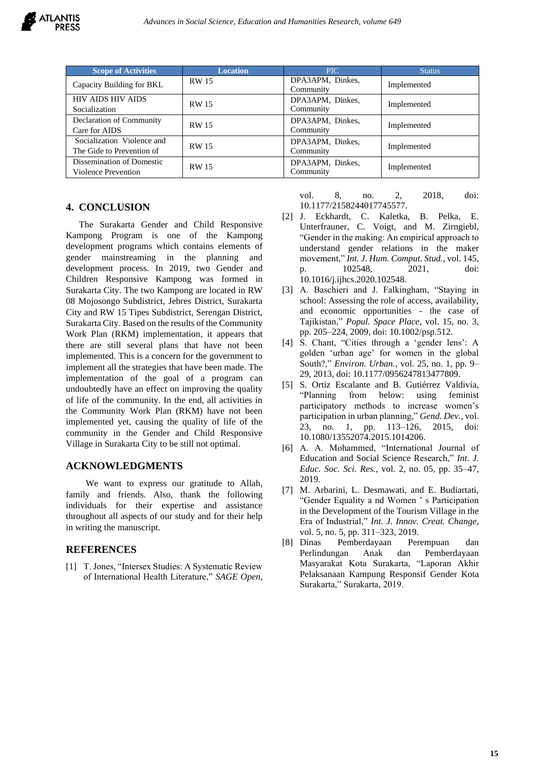| Scope of Activities | Location | PIC | Status |
|---|---|---|---|
| Capacity Building for BKL | RW 15 | DPA3APM, Dinkes, Community | Implemented |
| HIV AIDS HIV AIDS Socialization | RW 15 | DPA3APM, Dinkes, Community | Implemented |
| Declaration of Community Care for AIDS | RW 15 | DPA3APM, Dinkes, Community | Implemented |
| Socialization Violence and The Gide to Prevention of | RW 15 | DPA3APM, Dinkes, Community | Implemented |
| Dissemination of Domestic Violence Prevention | RW 15 | DPA3APM, Dinkes, Community | Implemented |

## 4. CONCLUSION

The Surakarta Gender and Child Responsive Kampong Program is one of the Kampong development programs which contains elements of gender mainstreaming in the planning and development process. In 2019, two Gender and Children Responsive Kampong was formed in Surakarta City. The two Kampong are located in RW 08 Mojosongo Subdistrict, Jebres District, Surakarta City and RW 15 Tipes Subdistrict, Serengan District, Surakarta City. Based on the results of the Community Work Plan (RKM) implementation, it appears that there are still several plans that have not been implemented. This is a concern for the government to implement all the strategies that have been made. The implementation of the goal of a program can undoubtedly have an effect on improving the quality of life of the community. In the end, all activities in the Community Work Plan (RKM) have not been implemented yet, causing the quality of life of the community in the Gender and Child Responsive Village in Surakarta City to be still not optimal.

## ACKNOWLEDGMENTS

We want to express our gratitude to Allah, family and friends. Also, thank the following individuals for their expertise and assistance throughout all aspects of our study and for their help in writing the manuscript.

## REFERENCES

[1] T. Jones, "Intersex Studies: A Systematic Review of International Health Literature," *SAGE Open*, vol. 8, no. 2, 2018, doi: 10.1177/2158244017745577.

[2] J. Eckhardt, C. Kaletka, B. Pelka, E. Unterfrauner, C. Voigt, and M. Zirngiebl, "Gender in the making: An empirical approach to understand gender relations in the maker movement," *Int. J. Hum. Comput. Stud.*, vol. 145, p. 102548, 2021, doi: 10.1016/j.ijhcs.2020.102548.

[3] A. Baschieri and J. Falkingham, "Staying in school: Assessing the role of access, availability, and economic opportunities - the case of Tajikistan," *Popul. Space Place*, vol. 15, no. 3, pp. 205–224, 2009, doi: 10.1002/psp.512.

[4] S. Chant, "Cities through a 'gender lens': A golden 'urban age' for women in the global South?," *Environ. Urban.*, vol. 25, no. 1, pp. 9–29, 2013, doi: 10.1177/0956247813477809.

[5] S. Ortiz Escalante and B. Gutiérrez Valdivia, "Planning from below: using feminist participatory methods to increase women's participation in urban planning," *Gend. Dev.*, vol. 23, no. 1, pp. 113–126, 2015, doi: 10.1080/13552074.2015.1014206.

[6] A. A. Mohammed, "International Journal of Education and Social Science Research," *Int. J. Educ. Soc. Sci. Res.*, vol. 2, no. 05, pp. 35–47, 2019.

[7] M. Arbarini, L. Desmawati, and E. Budiartati, "Gender Equality a nd Women ' s Participation in the Development of the Tourism Village in the Era of Industrial," *Int. J. Innov. Creat. Change*, vol. 5, no. 5, pp. 311–323, 2019.

[8] Dinas Pemberdayaan Perempuan dan Perlindungan Anak dan Pemberdayaan Masyarakat Kota Surakarta, "Laporan Akhir Pelaksanaan Kampung Responsif Gender Kota Surakarta," Surakarta, 2019.